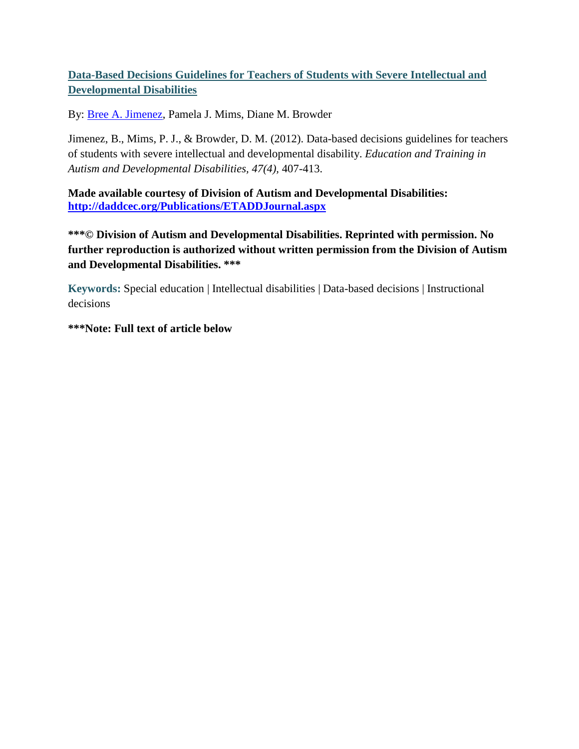# [Data-Based Decisions Guidelines for Teachers of Students with Severe Intellectual and Developmental Disabilities](#)

By: [Bree A. Jimenez](#), Pamela J. Mims, Diane M. Browder

Jimenez, B., Mims, P. J., & Browder, D. M. (2012). Data-based decisions guidelines for teachers of students with severe intellectual and developmental disability. *Education and Training in Autism and Developmental Disabilities, 47(4),* 407-413.

**Made available courtesy of Division of Autism and Developmental Disabilities: [http://daddcec.org/Publications/ETADDJournal.aspx](http://daddcec.org/Publications/ETADDJournal.aspx)**

**\*\*\*© Division of Autism and Developmental Disabilities. Reprinted with permission. No further reproduction is authorized without written permission from the Division of Autism and Developmental Disabilities. \*\*\***

**Keywords:** Special education | Intellectual disabilities | Data-based decisions | Instructional decisions

**\*\*\*Note: Full text of article below**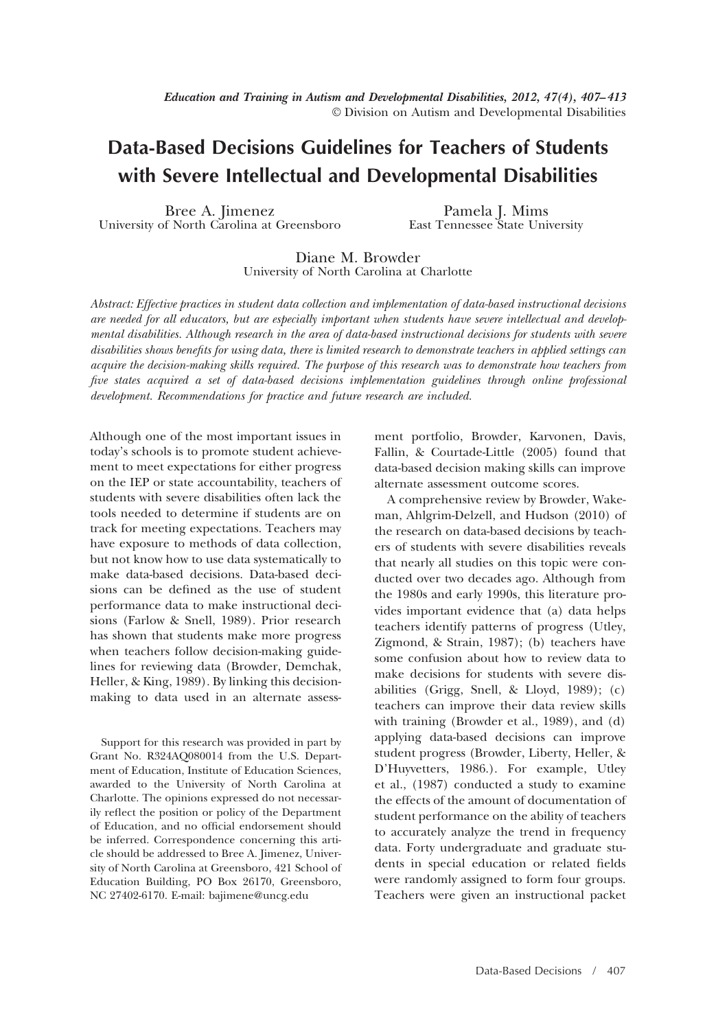*Education and Training in Autism and Developmental Disabilities, 2012, 47(4), 407–413*
© Division on Autism and Developmental Disabilities

# Data-Based Decisions Guidelines for Teachers of Students with Severe Intellectual and Developmental Disabilities

Bree A. Jimenez
University of North Carolina at Greensboro

Pamela J. Mims
East Tennessee State University

Diane M. Browder
University of North Carolina at Charlotte

*Abstract: Effective practices in student data collection and implementation of data-based instructional decisions are needed for all educators, but are especially important when students have severe intellectual and developmental disabilities. Although research in the area of data-based instructional decisions for students with severe disabilities shows benefits for using data, there is limited research to demonstrate teachers in applied settings can acquire the decision-making skills required. The purpose of this research was to demonstrate how teachers from five states acquired a set of data-based decisions implementation guidelines through online professional development. Recommendations for practice and future research are included.*

Although one of the most important issues in today's schools is to promote student achievement to meet expectations for either progress on the IEP or state accountability, teachers of students with severe disabilities often lack the tools needed to determine if students are on track for meeting expectations. Teachers may have exposure to methods of data collection, but not know how to use data systematically to make data-based decisions. Data-based decisions can be defined as the use of student performance data to make instructional decisions (Farlow & Snell, 1989). Prior research has shown that students make more progress when teachers follow decision-making guidelines for reviewing data (Browder, Demchak, Heller, & King, 1989). By linking this decision-making to data used in an alternate assessment portfolio, Browder, Karvonen, Davis, Fallin, & Courtade-Little (2005) found that data-based decision making skills can improve alternate assessment outcome scores.

A comprehensive review by Browder, Wakeman, Ahlgrim-Delzell, and Hudson (2010) of the research on data-based decisions by teachers of students with severe disabilities reveals that nearly all studies on this topic were conducted over two decades ago. Although from the 1980s and early 1990s, this literature provides important evidence that (a) data helps teachers identify patterns of progress (Utley, Zigmond, & Strain, 1987); (b) teachers have some confusion about how to review data to make decisions for students with severe disabilities (Grigg, Snell, & Lloyd, 1989); (c) teachers can improve their data review skills with training (Browder et al., 1989), and (d) applying data-based decisions can improve student progress (Browder, Liberty, Heller, & D'Huyvetters, 1986.). For example, Utley et al., (1987) conducted a study to examine the effects of the amount of documentation of student performance on the ability of teachers to accurately analyze the trend in frequency data. Forty undergraduate and graduate students in special education or related fields were randomly assigned to form four groups. Teachers were given an instructional packet

Support for this research was provided in part by Grant No. R324AQ080014 from the U.S. Department of Education, Institute of Education Sciences, awarded to the University of North Carolina at Charlotte. The opinions expressed do not necessarily reflect the position or policy of the Department of Education, and no official endorsement should be inferred. Correspondence concerning this article should be addressed to Bree A. Jimenez, University of North Carolina at Greensboro, 421 School of Education Building, PO Box 26170, Greensboro, NC 27402-6170. E-mail: bajimene@uncg.edu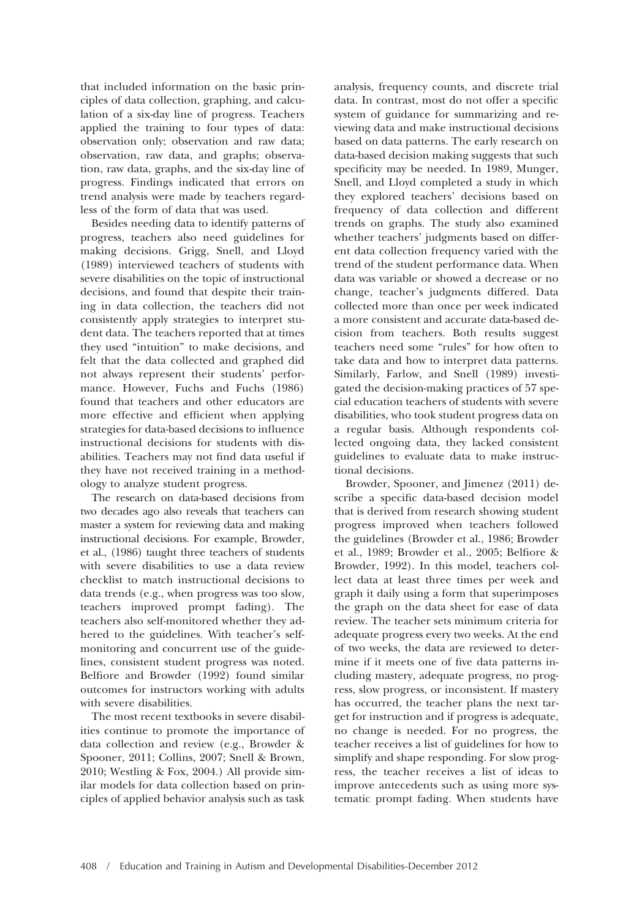that included information on the basic principles of data collection, graphing, and calculation of a six-day line of progress. Teachers applied the training to four types of data: observation only; observation and raw data; observation, raw data, and graphs; observation, raw data, graphs, and the six-day line of progress. Findings indicated that errors on trend analysis were made by teachers regardless of the form of data that was used.

Besides needing data to identify patterns of progress, teachers also need guidelines for making decisions. Grigg, Snell, and Lloyd (1989) interviewed teachers of students with severe disabilities on the topic of instructional decisions, and found that despite their training in data collection, the teachers did not consistently apply strategies to interpret student data. The teachers reported that at times they used "intuition" to make decisions, and felt that the data collected and graphed did not always represent their students' performance. However, Fuchs and Fuchs (1986) found that teachers and other educators are more effective and efficient when applying strategies for data-based decisions to influence instructional decisions for students with disabilities. Teachers may not find data useful if they have not received training in a methodology to analyze student progress.

The research on data-based decisions from two decades ago also reveals that teachers can master a system for reviewing data and making instructional decisions. For example, Browder, et al., (1986) taught three teachers of students with severe disabilities to use a data review checklist to match instructional decisions to data trends (e.g., when progress was too slow, teachers improved prompt fading). The teachers also self-monitored whether they adhered to the guidelines. With teacher's self-monitoring and concurrent use of the guidelines, consistent student progress was noted. Belfiore and Browder (1992) found similar outcomes for instructors working with adults with severe disabilities.

The most recent textbooks in severe disabilities continue to promote the importance of data collection and review (e.g., Browder & Spooner, 2011; Collins, 2007; Snell & Brown, 2010; Westling & Fox, 2004.) All provide similar models for data collection based on principles of applied behavior analysis such as task analysis, frequency counts, and discrete trial data. In contrast, most do not offer a specific system of guidance for summarizing and reviewing data and make instructional decisions based on data patterns. The early research on data-based decision making suggests that such specificity may be needed. In 1989, Munger, Snell, and Lloyd completed a study in which they explored teachers' decisions based on frequency of data collection and different trends on graphs. The study also examined whether teachers' judgments based on different data collection frequency varied with the trend of the student performance data. When data was variable or showed a decrease or no change, teacher's judgments differed. Data collected more than once per week indicated a more consistent and accurate data-based decision from teachers. Both results suggest teachers need some "rules" for how often to take data and how to interpret data patterns. Similarly, Farlow, and Snell (1989) investigated the decision-making practices of 57 special education teachers of students with severe disabilities, who took student progress data on a regular basis. Although respondents collected ongoing data, they lacked consistent guidelines to evaluate data to make instructional decisions.

Browder, Spooner, and Jimenez (2011) describe a specific data-based decision model that is derived from research showing student progress improved when teachers followed the guidelines (Browder et al., 1986; Browder et al., 1989; Browder et al., 2005; Belfiore & Browder, 1992). In this model, teachers collect data at least three times per week and graph it daily using a form that superimposes the graph on the data sheet for ease of data review. The teacher sets minimum criteria for adequate progress every two weeks. At the end of two weeks, the data are reviewed to determine if it meets one of five data patterns including mastery, adequate progress, no progress, slow progress, or inconsistent. If mastery has occurred, the teacher plans the next target for instruction and if progress is adequate, no change is needed. For no progress, the teacher receives a list of guidelines for how to simplify and shape responding. For slow progress, the teacher receives a list of ideas to improve antecedents such as using more systematic prompt fading. When students have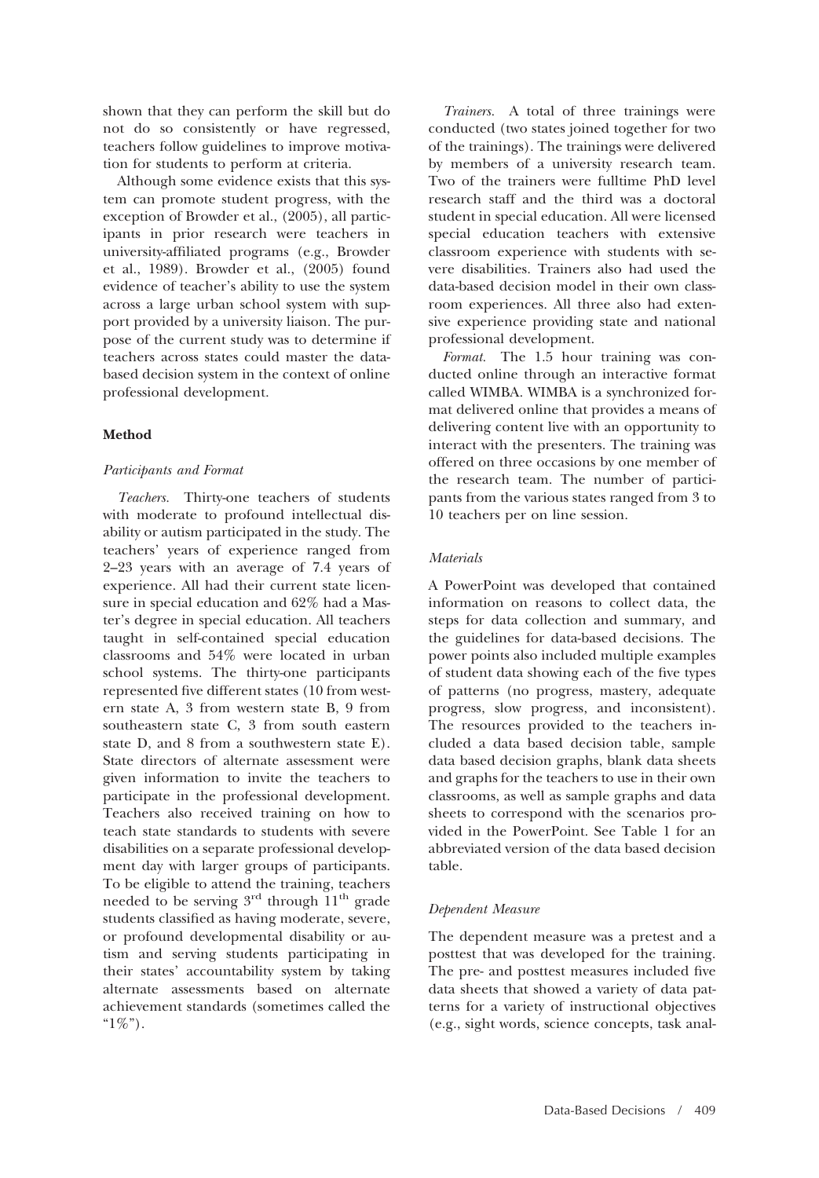shown that they can perform the skill but do not do so consistently or have regressed, teachers follow guidelines to improve motivation for students to perform at criteria.

Although some evidence exists that this system can promote student progress, with the exception of Browder et al., (2005), all participants in prior research were teachers in university-affiliated programs (e.g., Browder et al., 1989). Browder et al., (2005) found evidence of teacher's ability to use the system across a large urban school system with support provided by a university liaison. The purpose of the current study was to determine if teachers across states could master the data-based decision system in the context of online professional development.

## Method

### *Participants and Format*

*Teachers.* Thirty-one teachers of students with moderate to profound intellectual disability or autism participated in the study. The teachers' years of experience ranged from 2–23 years with an average of 7.4 years of experience. All had their current state licensure in special education and 62% had a Master's degree in special education. All teachers taught in self-contained special education classrooms and 54% were located in urban school systems. The thirty-one participants represented five different states (10 from western state A, 3 from western state B, 9 from southeastern state C, 3 from south eastern state D, and 8 from a southwestern state E). State directors of alternate assessment were given information to invite the teachers to participate in the professional development. Teachers also received training on how to teach state standards to students with severe disabilities on a separate professional development day with larger groups of participants. To be eligible to attend the training, teachers needed to be serving 3rd through 11th grade students classified as having moderate, severe, or profound developmental disability or autism and serving students participating in their states' accountability system by taking alternate assessments based on alternate achievement standards (sometimes called the "1%").

*Trainers.* A total of three trainings were conducted (two states joined together for two of the trainings). The trainings were delivered by members of a university research team. Two of the trainers were fulltime PhD level research staff and the third was a doctoral student in special education. All were licensed special education teachers with extensive classroom experience with students with severe disabilities. Trainers also had used the data-based decision model in their own classroom experiences. All three also had extensive experience providing state and national professional development.

*Format.* The 1.5 hour training was conducted online through an interactive format called WIMBA. WIMBA is a synchronized format delivered online that provides a means of delivering content live with an opportunity to interact with the presenters. The training was offered on three occasions by one member of the research team. The number of participants from the various states ranged from 3 to 10 teachers per on line session.

### *Materials*

A PowerPoint was developed that contained information on reasons to collect data, the steps for data collection and summary, and the guidelines for data-based decisions. The power points also included multiple examples of student data showing each of the five types of patterns (no progress, mastery, adequate progress, slow progress, and inconsistent). The resources provided to the teachers included a data based decision table, sample data based decision graphs, blank data sheets and graphs for the teachers to use in their own classrooms, as well as sample graphs and data sheets to correspond with the scenarios provided in the PowerPoint. See Table 1 for an abbreviated version of the data based decision table.

### *Dependent Measure*

The dependent measure was a pretest and a posttest that was developed for the training. The pre- and posttest measures included five data sheets that showed a variety of data patterns for a variety of instructional objectives (e.g., sight words, science concepts, task anal-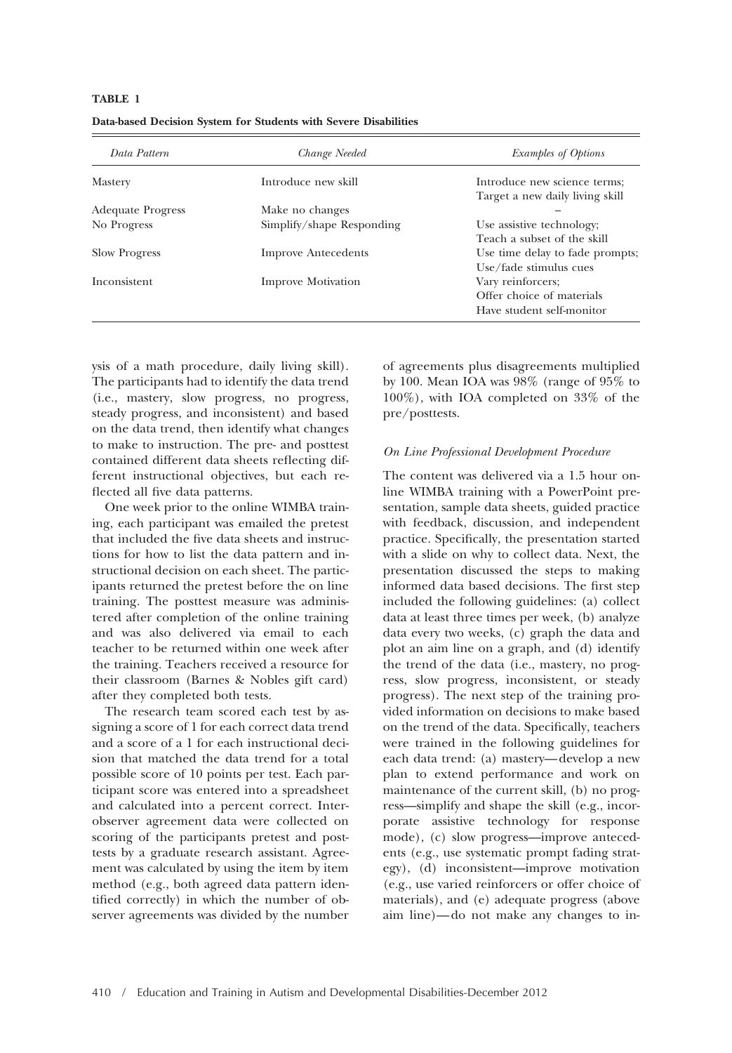**TABLE 1**

**Data-based Decision System for Students with Severe Disabilities**

| *Data Pattern* | *Change Needed* | *Examples of Options* |
|---|---|---|
| Mastery | Introduce new skill | Introduce new science terms; Target a new daily living skill |
| Adequate Progress | Make no changes | – |
| No Progress | Simplify/shape Responding | Use assistive technology; Teach a subset of the skill |
| Slow Progress | Improve Antecedents | Use time delay to fade prompts; Use/fade stimulus cues |
| Inconsistent | Improve Motivation | Vary reinforcers; Offer choice of materials Have student self-monitor |

ysis of a math procedure, daily living skill). The participants had to identify the data trend (i.e., mastery, slow progress, no progress, steady progress, and inconsistent) and based on the data trend, then identify what changes to make to instruction. The pre- and posttest contained different data sheets reflecting different instructional objectives, but each reflected all five data patterns.

One week prior to the online WIMBA training, each participant was emailed the pretest that included the five data sheets and instructions for how to list the data pattern and instructional decision on each sheet. The participants returned the pretest before the on line training. The posttest measure was administered after completion of the online training and was also delivered via email to each teacher to be returned within one week after the training. Teachers received a resource for their classroom (Barnes & Nobles gift card) after they completed both tests.

The research team scored each test by assigning a score of 1 for each correct data trend and a score of a 1 for each instructional decision that matched the data trend for a total possible score of 10 points per test. Each participant score was entered into a spreadsheet and calculated into a percent correct. Interobserver agreement data were collected on scoring of the participants pretest and posttests by a graduate research assistant. Agreement was calculated by using the item by item method (e.g., both agreed data pattern identified correctly) in which the number of observer agreements was divided by the number of agreements plus disagreements multiplied by 100. Mean IOA was 98% (range of 95% to 100%), with IOA completed on 33% of the pre/posttests.

### *On Line Professional Development Procedure*

The content was delivered via a 1.5 hour online WIMBA training with a PowerPoint presentation, sample data sheets, guided practice with feedback, discussion, and independent practice. Specifically, the presentation started with a slide on why to collect data. Next, the presentation discussed the steps to making informed data based decisions. The first step included the following guidelines: (a) collect data at least three times per week, (b) analyze data every two weeks, (c) graph the data and plot an aim line on a graph, and (d) identify the trend of the data (i.e., mastery, no progress, slow progress, inconsistent, or steady progress). The next step of the training provided information on decisions to make based on the trend of the data. Specifically, teachers were trained in the following guidelines for each data trend: (a) mastery—develop a new plan to extend performance and work on maintenance of the current skill, (b) no progress—simplify and shape the skill (e.g., incorporate assistive technology for response mode), (c) slow progress—improve antecedents (e.g., use systematic prompt fading strategy), (d) inconsistent—improve motivation (e.g., use varied reinforcers or offer choice of materials), and (e) adequate progress (above aim line)—do not make any changes to in-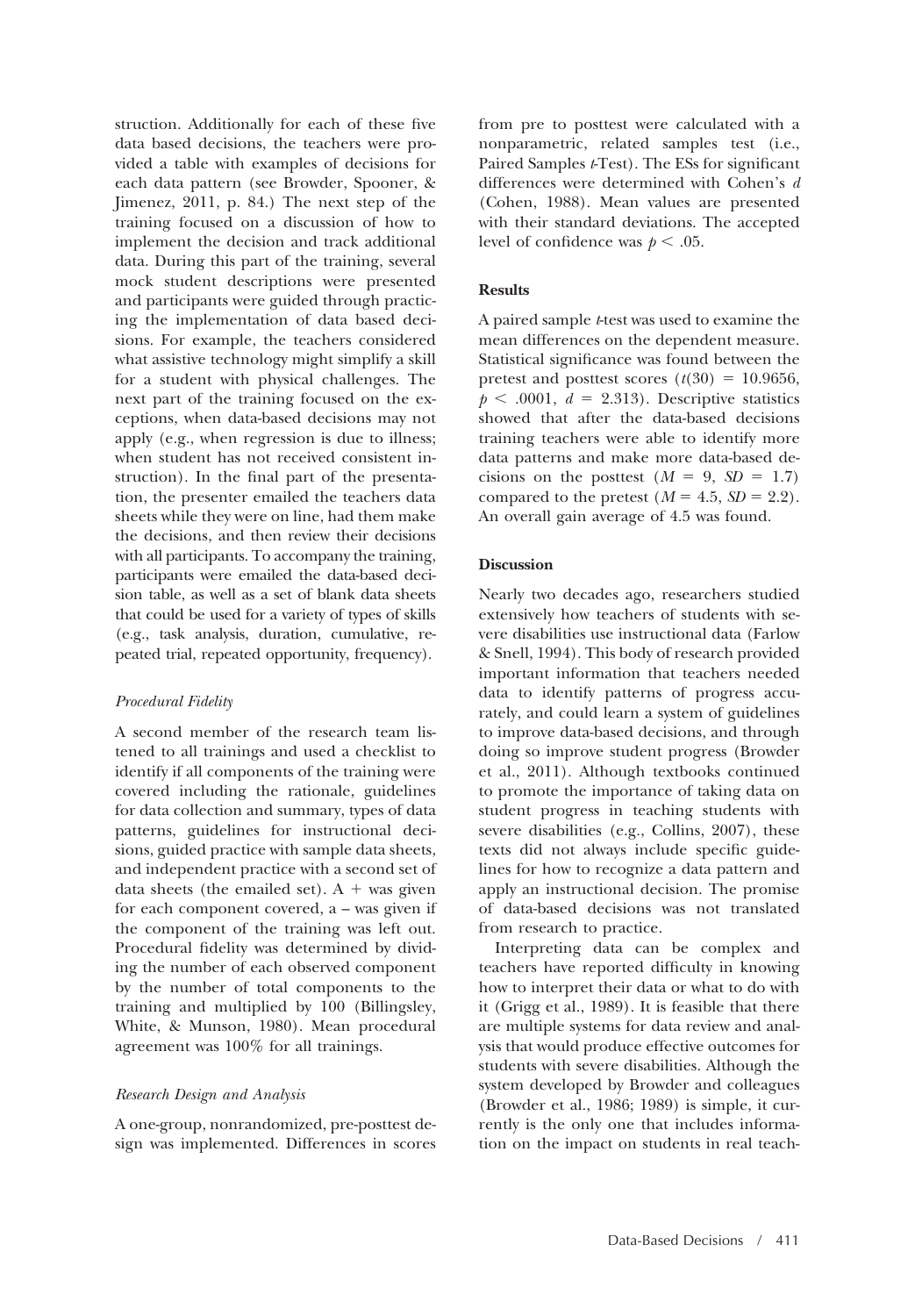struction. Additionally for each of these five data based decisions, the teachers were provided a table with examples of decisions for each data pattern (see Browder, Spooner, & Jimenez, 2011, p. 84.) The next step of the training focused on a discussion of how to implement the decision and track additional data. During this part of the training, several mock student descriptions were presented and participants were guided through practicing the implementation of data based decisions. For example, the teachers considered what assistive technology might simplify a skill for a student with physical challenges. The next part of the training focused on the exceptions, when data-based decisions may not apply (e.g., when regression is due to illness; when student has not received consistent instruction). In the final part of the presentation, the presenter emailed the teachers data sheets while they were on line, had them make the decisions, and then review their decisions with all participants. To accompany the training, participants were emailed the data-based decision table, as well as a set of blank data sheets that could be used for a variety of types of skills (e.g., task analysis, duration, cumulative, repeated trial, repeated opportunity, frequency).

### *Procedural Fidelity*

A second member of the research team listened to all trainings and used a checklist to identify if all components of the training were covered including the rationale, guidelines for data collection and summary, types of data patterns, guidelines for instructional decisions, guided practice with sample data sheets, and independent practice with a second set of data sheets (the emailed set). A + was given for each component covered, a – was given if the component of the training was left out. Procedural fidelity was determined by dividing the number of each observed component by the number of total components to the training and multiplied by 100 (Billingsley, White, & Munson, 1980). Mean procedural agreement was 100% for all trainings.

### *Research Design and Analysis*

A one-group, nonrandomized, pre-posttest design was implemented. Differences in scores from pre to posttest were calculated with a nonparametric, related samples test (i.e., Paired Samples *t*-Test). The ESs for significant differences were determined with Cohen's *d* (Cohen, 1988). Mean values are presented with their standard deviations. The accepted level of confidence was $p < .05$.

## Results

A paired sample *t*-test was used to examine the mean differences on the dependent measure. Statistical significance was found between the pretest and posttest scores ($t(30) = 10.9656$, $p < .0001$, $d = 2.313$). Descriptive statistics showed that after the data-based decisions training teachers were able to identify more data patterns and make more data-based decisions on the posttest ($M = 9$, $SD = 1.7$) compared to the pretest ($M = 4.5$, $SD = 2.2$). An overall gain average of 4.5 was found.

## Discussion

Nearly two decades ago, researchers studied extensively how teachers of students with severe disabilities use instructional data (Farlow & Snell, 1994). This body of research provided important information that teachers needed data to identify patterns of progress accurately, and could learn a system of guidelines to improve data-based decisions, and through doing so improve student progress (Browder et al., 2011). Although textbooks continued to promote the importance of taking data on student progress in teaching students with severe disabilities (e.g., Collins, 2007), these texts did not always include specific guidelines for how to recognize a data pattern and apply an instructional decision. The promise of data-based decisions was not translated from research to practice.

Interpreting data can be complex and teachers have reported difficulty in knowing how to interpret their data or what to do with it (Grigg et al., 1989). It is feasible that there are multiple systems for data review and analysis that would produce effective outcomes for students with severe disabilities. Although the system developed by Browder and colleagues (Browder et al., 1986; 1989) is simple, it currently is the only one that includes information on the impact on students in real teach-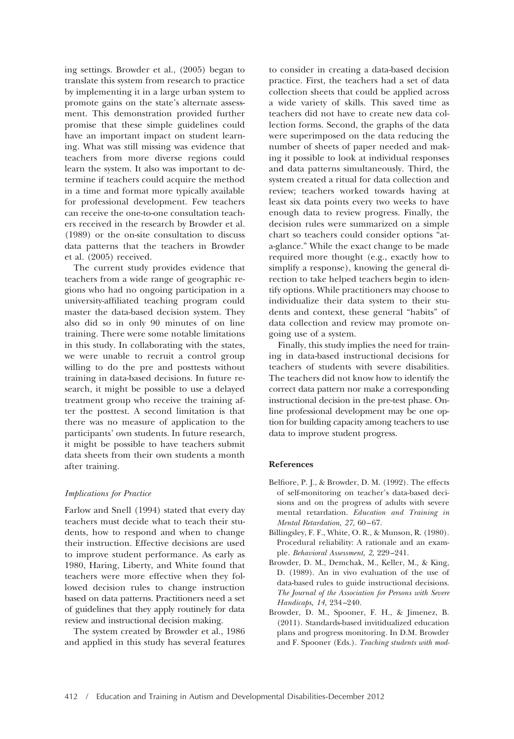ing settings. Browder et al., (2005) began to translate this system from research to practice by implementing it in a large urban system to promote gains on the state's alternate assessment. This demonstration provided further promise that these simple guidelines could have an important impact on student learning. What was still missing was evidence that teachers from more diverse regions could learn the system. It also was important to determine if teachers could acquire the method in a time and format more typically available for professional development. Few teachers can receive the one-to-one consultation teachers received in the research by Browder et al. (1989) or the on-site consultation to discuss data patterns that the teachers in Browder et al. (2005) received.

The current study provides evidence that teachers from a wide range of geographic regions who had no ongoing participation in a university-affiliated teaching program could master the data-based decision system. They also did so in only 90 minutes of on line training. There were some notable limitations in this study. In collaborating with the states, we were unable to recruit a control group willing to do the pre and posttests without training in data-based decisions. In future research, it might be possible to use a delayed treatment group who receive the training after the posttest. A second limitation is that there was no measure of application to the participants' own students. In future research, it might be possible to have teachers submit data sheets from their own students a month after training.

### *Implications for Practice*

Farlow and Snell (1994) stated that every day teachers must decide what to teach their students, how to respond and when to change their instruction. Effective decisions are used to improve student performance. As early as 1980, Haring, Liberty, and White found that teachers were more effective when they followed decision rules to change instruction based on data patterns. Practitioners need a set of guidelines that they apply routinely for data review and instructional decision making.

The system created by Browder et al., 1986 and applied in this study has several features to consider in creating a data-based decision practice. First, the teachers had a set of data collection sheets that could be applied across a wide variety of skills. This saved time as teachers did not have to create new data collection forms. Second, the graphs of the data were superimposed on the data reducing the number of sheets of paper needed and making it possible to look at individual responses and data patterns simultaneously. Third, the system created a ritual for data collection and review; teachers worked towards having at least six data points every two weeks to have enough data to review progress. Finally, the decision rules were summarized on a simple chart so teachers could consider options "at-a-glance." While the exact change to be made required more thought (e.g., exactly how to simplify a response), knowing the general direction to take helped teachers begin to identify options. While practitioners may choose to individualize their data system to their students and context, these general "habits" of data collection and review may promote ongoing use of a system.

Finally, this study implies the need for training in data-based instructional decisions for teachers of students with severe disabilities. The teachers did not know how to identify the correct data pattern nor make a corresponding instructional decision in the pre-test phase. Online professional development may be one option for building capacity among teachers to use data to improve student progress.

## References

Belfiore, P. J., & Browder, D. M. (1992). The effects of self-monitoring on teacher's data-based decisions and on the progress of adults with severe mental retardation. *Education and Training in Mental Retardation, 27,* 60–67.

Billingsley, F. F., White, O. R., & Munson, R. (1980). Procedural reliability: A rationale and an example. *Behavioral Assessment, 2,* 229–241.

Browder, D. M., Demchak, M., Keller, M., & King, D. (1989). An in vivo evaluation of the use of data-based rules to guide instructional decisions. *The Journal of the Association for Persons with Severe Handicaps, 14,* 234–240.

Browder, D. M., Spooner, F. H., & Jimenez, B. (2011). Standards-based invitidualized education plans and progress monitoring. In D.M. Browder and F. Spooner (Eds.). *Teaching students with mod-*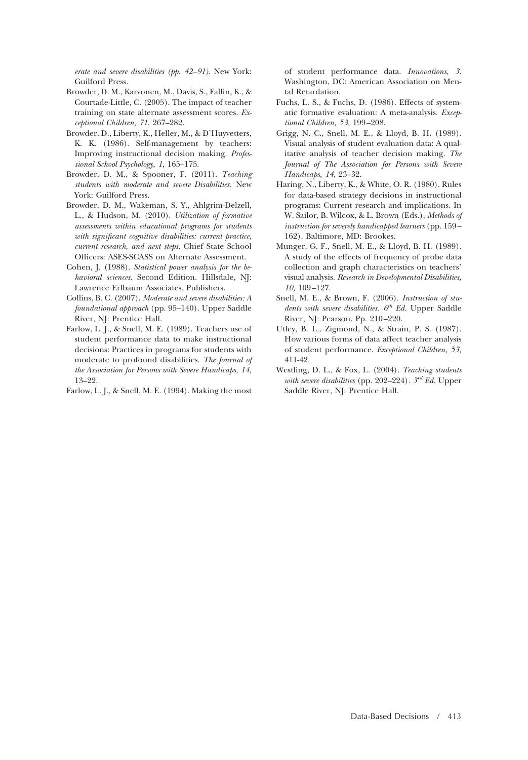*erate and severe disabilities (pp. 42–91).* New York: Guilford Press.

Browder, D. M., Karvonen, M., Davis, S., Fallin, K., & Courtade-Little, C. (2005). The impact of teacher training on state alternate assessment scores. *Exceptional Children, 71,* 267–282.

Browder, D., Liberty, K., Heller, M., & D'Huyvetters, K. K. (1986). Self-management by teachers: Improving instructional decision making. *Professional School Psychology, 1,* 165–175.

Browder, D. M., & Spooner, F. (2011). *Teaching students with moderate and severe Disabilities.* New York: Guilford Press.

Browder, D. M., Wakeman, S. Y., Ahlgrim-Delzell, L., & Hudson, M. (2010). *Utilization of formative assessments within educational programs for students with significant cognitive disabilities: current practice, current research, and next steps.* Chief State School Officers: ASES-SCASS on Alternate Assessment.

Cohen, J. (1988). *Statistical power analysis for the behavioral sciences.* Second Edition. Hillsdale, NJ: Lawrence Erlbaum Associates, Publishers.

Collins, B. C. (2007). *Moderate and severe disabilities: A foundational approach* (pp. 95–140). Upper Saddle River, NJ: Prentice Hall.

Farlow, L. J., & Snell, M. E. (1989). Teachers use of student performance data to make instructional decisions: Practices in programs for students with moderate to profound disabilities. *The Journal of the Association for Persons with Severe Handicaps, 14,* 13–22.

Farlow, L. J., & Snell, M. E. (1994). Making the most of student performance data. *Innovations, 3.* Washington, DC: American Association on Mental Retardation.

Fuchs, L. S., & Fuchs, D. (1986). Effects of systematic formative evaluation: A meta-analysis. *Exceptional Children, 53,* 199–208.

Grigg, N. C., Snell, M. E., & Lloyd, B. H. (1989). Visual analysis of student evaluation data: A qualitative analysis of teacher decision making. *The Journal of The Association for Persons with Severe Handicaps, 14,* 23–32.

Haring, N., Liberty, K., & White, O. R. (1980). Rules for data-based strategy decisions in instructional programs: Current research and implications. In W. Sailor, B. Wilcox, & L. Brown (Eds.), *Methods of instruction for severely handicapped learners* (pp. 159–162). Baltimore, MD: Brookes.

Munger, G. F., Snell, M. E., & Lloyd, B. H. (1989). A study of the effects of frequency of probe data collection and graph characteristics on teachers' visual analysis. *Research in Developmental Disabilities, 10,* 109–127.

Snell, M. E., & Brown, F. (2006). *Instruction of students with severe disabilities. 6th Ed.* Upper Saddle River, NJ: Pearson. Pp. 210–220.

Utley, B. L., Zigmond, N., & Strain, P. S. (1987). How various forms of data affect teacher analysis of student performance. *Exceptional Children, 53,* 411-42.

Westling, D. L., & Fox, L. (2004). *Teaching students with severe disabilities* (pp. 202–224). *3rd Ed.* Upper Saddle River, NJ: Prentice Hall.